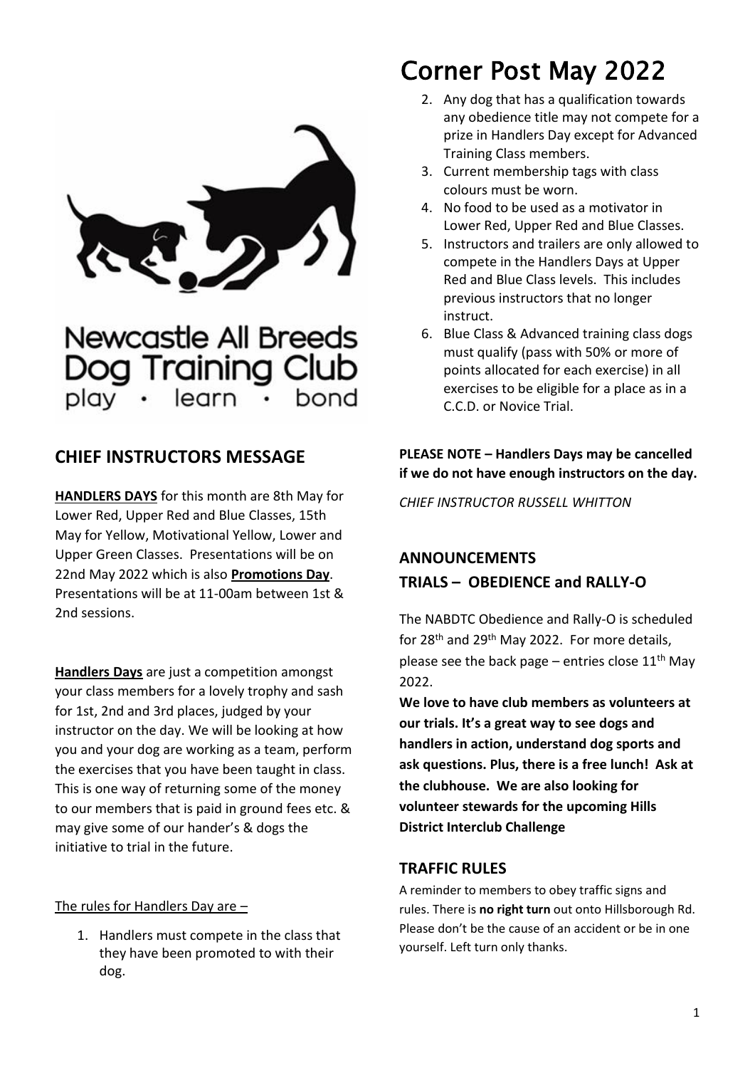# Corner Post May 2022

Newcastle All Breeds Dog Training Club
play · learn · bond

## CHIEF INSTRUCTORS MESSAGE

**HANDLERS DAYS** for this month are 8th May for Lower Red, Upper Red and Blue Classes, 15th May for Yellow, Motivational Yellow, Lower and Upper Green Classes. Presentations will be on 22nd May 2022 which is also **Promotions Day**. Presentations will be at 11-00am between 1st & 2nd sessions.

**Handlers Days** are just a competition amongst your class members for a lovely trophy and sash for 1st, 2nd and 3rd places, judged by your instructor on the day. We will be looking at how you and your dog are working as a team, perform the exercises that you have been taught in class. This is one way of returning some of the money to our members that is paid in ground fees etc. & may give some of our hander's & dogs the initiative to trial in the future.

The rules for Handlers Day are –

1. Handlers must compete in the class that they have been promoted to with their dog.
2. Any dog that has a qualification towards any obedience title may not compete for a prize in Handlers Day except for Advanced Training Class members.
3. Current membership tags with class colours must be worn.
4. No food to be used as a motivator in Lower Red, Upper Red and Blue Classes.
5. Instructors and trailers are only allowed to compete in the Handlers Days at Upper Red and Blue Class levels. This includes previous instructors that no longer instruct.
6. Blue Class & Advanced training class dogs must qualify (pass with 50% or more of points allocated for each exercise) in all exercises to be eligible for a place as in a C.C.D. or Novice Trial.

**PLEASE NOTE – Handlers Days may be cancelled if we do not have enough instructors on the day.**

*CHIEF INSTRUCTOR RUSSELL WHITTON*

## ANNOUNCEMENTS

## TRIALS – OBEDIENCE and RALLY-O

The NABDTC Obedience and Rally-O is scheduled for 28th and 29th May 2022. For more details, please see the back page – entries close 11th May 2022.

**We love to have club members as volunteers at our trials. It's a great way to see dogs and handlers in action, understand dog sports and ask questions. Plus, there is a free lunch! Ask at the clubhouse. We are also looking for volunteer stewards for the upcoming Hills District Interclub Challenge**

### TRAFFIC RULES

A reminder to members to obey traffic signs and rules. There is **no right turn** out onto Hillsborough Rd. Please don't be the cause of an accident or be in one yourself. Left turn only thanks.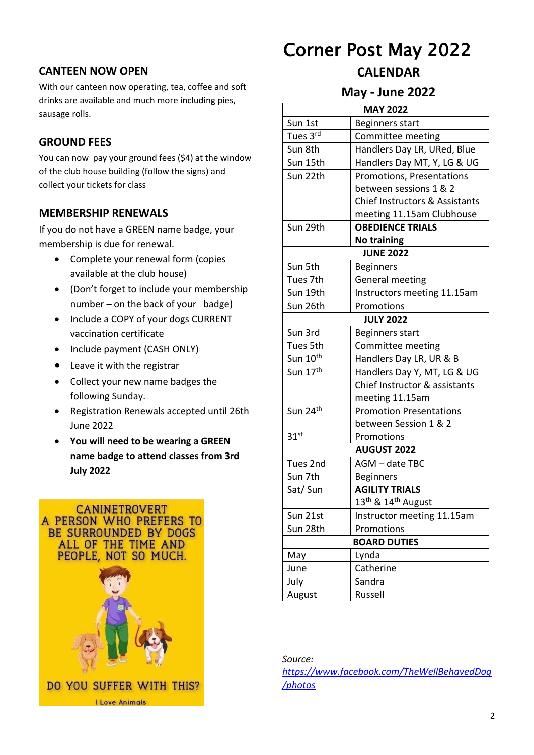## CANTEEN NOW OPEN

With our canteen now operating, tea, coffee and soft drinks are available and much more including pies, sausage rolls.

## GROUND FEES

You can now pay your ground fees ($4) at the window of the club house building (follow the signs) and collect your tickets for class

## MEMBERSHIP RENEWALS

If you do not have a GREEN name badge, your membership is due for renewal.

- Complete your renewal form (copies available at the club house)
- (Don't forget to include your membership number – on the back of your badge)
- Include a COPY of your dogs CURRENT vaccination certificate
- Include payment (CASH ONLY)
- Leave it with the registrar
- Collect your new name badges the following Sunday.
- Registration Renewals accepted until 26th June 2022
- **You will need to be wearing a GREEN name badge to attend classes from 3rd July 2022**

CANINETROVERT
A PERSON WHO PREFERS TO BE SURROUNDED BY DOGS ALL OF THE TIME AND PEOPLE, NOT SO MUCH.

DO YOU SUFFER WITH THIS?

I Love Animals

Source: *https://www.facebook.com/TheWellBehavedDog/photos*

# Corner Post May 2022

## CALENDAR

## May - June 2022

| MAY 2022 | |
|---|---|
| Sun 1st | Beginners start |
| Tues 3rd | Committee meeting |
| Sun 8th | Handlers Day LR, URed, Blue |
| Sun 15th | Handlers Day MT, Y, LG & UG |
| Sun 22th | Promotions, Presentations between sessions 1 & 2 Chief Instructors & Assistants meeting 11.15am Clubhouse |
| Sun 29th | **OBEDIENCE TRIALS No training** |
| **JUNE 2022** | |
| Sun 5th | Beginners |
| Tues 7th | General meeting |
| Sun 19th | Instructors meeting 11.15am |
| Sun 26th | Promotions |
| **JULY 2022** | |
| Sun 3rd | Beginners start |
| Tues 5th | Committee meeting |
| Sun 10th | Handlers Day LR, UR & B |
| Sun 17th | Handlers Day Y, MT, LG & UG Chief Instructor & assistants meeting 11.15am |
| Sun 24th | Promotion Presentations between Session 1 & 2 |
| 31st | Promotions |
| **AUGUST 2022** | |
| Tues 2nd | AGM – date TBC |
| Sun 7th | Beginners |
| Sat/ Sun | **AGILITY TRIALS** 13th & 14th August |
| Sun 21st | Instructor meeting 11.15am |
| Sun 28th | Promotions |
| **BOARD DUTIES** | |
| May | Lynda |
| June | Catherine |
| July | Sandra |
| August | Russell |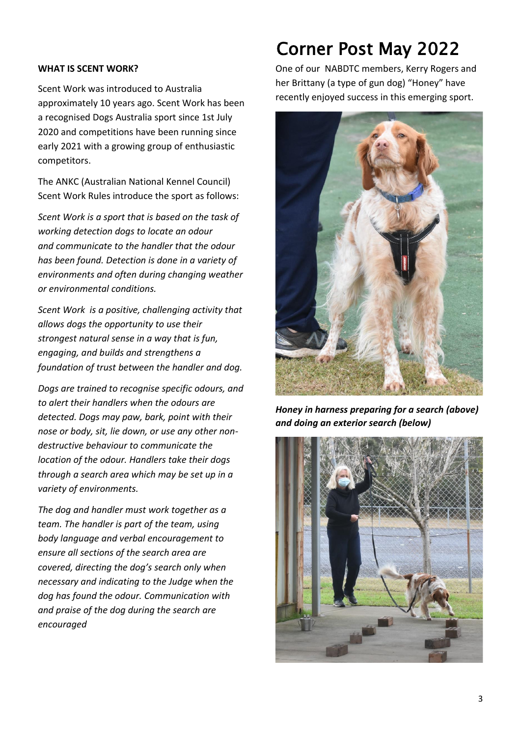# Corner Post May 2022

**WHAT IS SCENT WORK?**

Scent Work was introduced to Australia approximately 10 years ago. Scent Work has been a recognised Dogs Australia sport since 1st July 2020 and competitions have been running since early 2021 with a growing group of enthusiastic competitors.

The ANKC (Australian National Kennel Council) Scent Work Rules introduce the sport as follows:

*Scent Work is a sport that is based on the task of working detection dogs to locate an odour and communicate to the handler that the odour has been found. Detection is done in a variety of environments and often during changing weather or environmental conditions.*

*Scent Work is a positive, challenging activity that allows dogs the opportunity to use their strongest natural sense in a way that is fun, engaging, and builds and strengthens a foundation of trust between the handler and dog.*

*Dogs are trained to recognise specific odours, and to alert their handlers when the odours are detected. Dogs may paw, bark, point with their nose or body, sit, lie down, or use any other non-destructive behaviour to communicate the location of the odour. Handlers take their dogs through a search area which may be set up in a variety of environments.*

*The dog and handler must work together as a team. The handler is part of the team, using body language and verbal encouragement to ensure all sections of the search area are covered, directing the dog's search only when necessary and indicating to the Judge when the dog has found the odour. Communication with and praise of the dog during the search are encouraged*

One of our NABDTC members, Kerry Rogers and her Brittany (a type of gun dog) "Honey" have recently enjoyed success in this emerging sport.

***Honey in harness preparing for a search (above) and doing an exterior search (below)***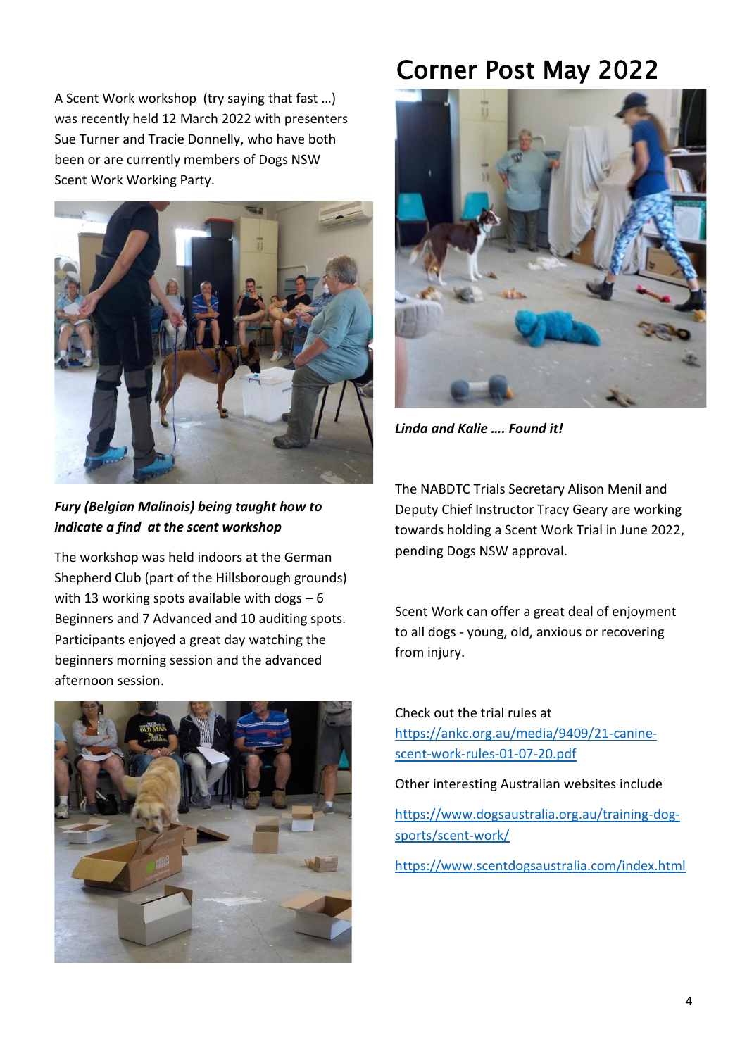# Corner Post May 2022

A Scent Work workshop (try saying that fast …) was recently held 12 March 2022 with presenters Sue Turner and Tracie Donnelly, who have both been or are currently members of Dogs NSW Scent Work Working Party.

***Fury (Belgian Malinois) being taught how to indicate a find at the scent workshop***

The workshop was held indoors at the German Shepherd Club (part of the Hillsborough grounds) with 13 working spots available with dogs – 6 Beginners and 7 Advanced and 10 auditing spots. Participants enjoyed a great day watching the beginners morning session and the advanced afternoon session.

***Linda and Kalie …. Found it!***

The NABDTC Trials Secretary Alison Menil and Deputy Chief Instructor Tracy Geary are working towards holding a Scent Work Trial in June 2022, pending Dogs NSW approval.

Scent Work can offer a great deal of enjoyment to all dogs - young, old, anxious or recovering from injury.

Check out the trial rules at https://ankc.org.au/media/9409/21-canine-scent-work-rules-01-07-20.pdf

Other interesting Australian websites include

https://www.dogsaustralia.org.au/training-dog-sports/scent-work/

https://www.scentdogsaustralia.com/index.html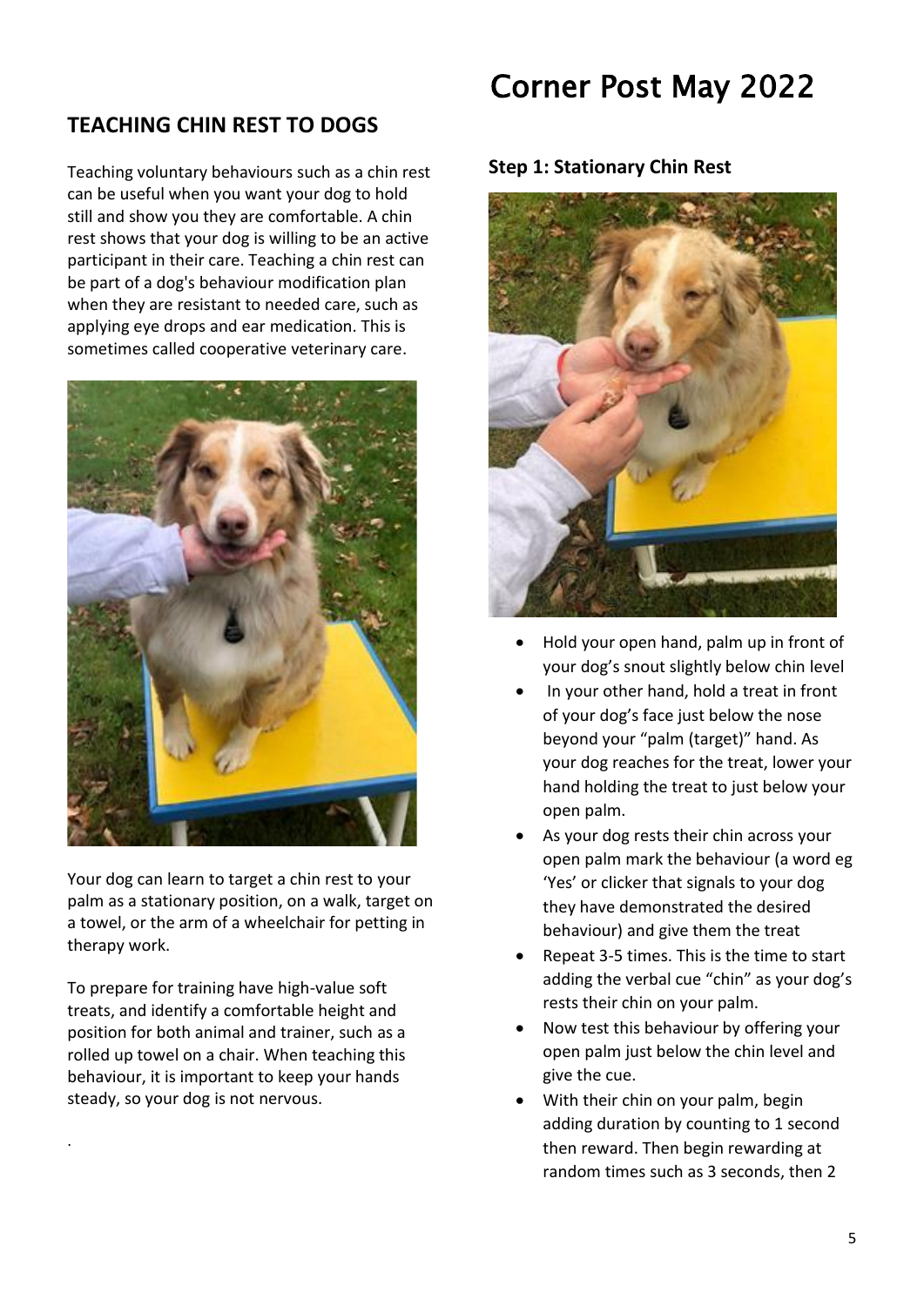# Corner Post May 2022

## TEACHING CHIN REST TO DOGS

Teaching voluntary behaviours such as a chin rest can be useful when you want your dog to hold still and show you they are comfortable. A chin rest shows that your dog is willing to be an active participant in their care. Teaching a chin rest can be part of a dog's behaviour modification plan when they are resistant to needed care, such as applying eye drops and ear medication. This is sometimes called cooperative veterinary care.

Your dog can learn to target a chin rest to your palm as a stationary position, on a walk, target on a towel, or the arm of a wheelchair for petting in therapy work.

To prepare for training have high-value soft treats, and identify a comfortable height and position for both animal and trainer, such as a rolled up towel on a chair. When teaching this behaviour, it is important to keep your hands steady, so your dog is not nervous.

.

### Step 1: Stationary Chin Rest

- Hold your open hand, palm up in front of your dog's snout slightly below chin level
- In your other hand, hold a treat in front of your dog's face just below the nose beyond your "palm (target)" hand. As your dog reaches for the treat, lower your hand holding the treat to just below your open palm.
- As your dog rests their chin across your open palm mark the behaviour (a word eg 'Yes' or clicker that signals to your dog they have demonstrated the desired behaviour) and give them the treat
- Repeat 3-5 times. This is the time to start adding the verbal cue "chin" as your dog's rests their chin on your palm.
- Now test this behaviour by offering your open palm just below the chin level and give the cue.
- With their chin on your palm, begin adding duration by counting to 1 second then reward. Then begin rewarding at random times such as 3 seconds, then 2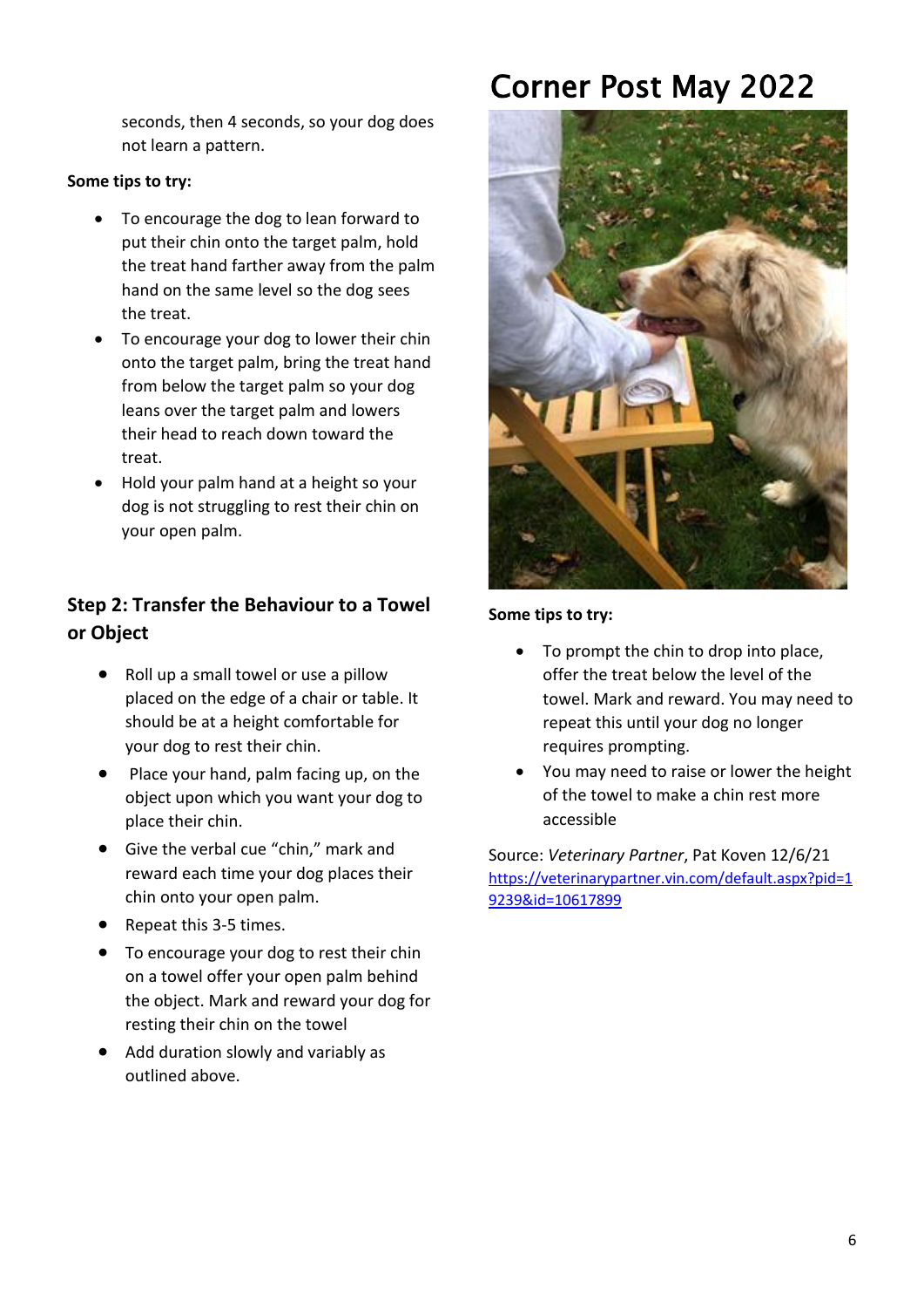seconds, then 4 seconds, so your dog does not learn a pattern.

**Some tips to try:**

- To encourage the dog to lean forward to put their chin onto the target palm, hold the treat hand farther away from the palm hand on the same level so the dog sees the treat.
- To encourage your dog to lower their chin onto the target palm, bring the treat hand from below the target palm so your dog leans over the target palm and lowers their head to reach down toward the treat.
- Hold your palm hand at a height so your dog is not struggling to rest their chin on your open palm.

## Step 2: Transfer the Behaviour to a Towel or Object

- Roll up a small towel or use a pillow placed on the edge of a chair or table. It should be at a height comfortable for your dog to rest their chin.
- Place your hand, palm facing up, on the object upon which you want your dog to place their chin.
- Give the verbal cue "chin," mark and reward each time your dog places their chin onto your open palm.
- Repeat this 3-5 times.
- To encourage your dog to rest their chin on a towel offer your open palm behind the object. Mark and reward your dog for resting their chin on the towel
- Add duration slowly and variably as outlined above.

**Some tips to try:**

- To prompt the chin to drop into place, offer the treat below the level of the towel. Mark and reward. You may need to repeat this until your dog no longer requires prompting.
- You may need to raise or lower the height of the towel to make a chin rest more accessible

Source: *Veterinary Partner*, Pat Koven 12/6/21
https://veterinarypartner.vin.com/default.aspx?pid=19239&id=10617899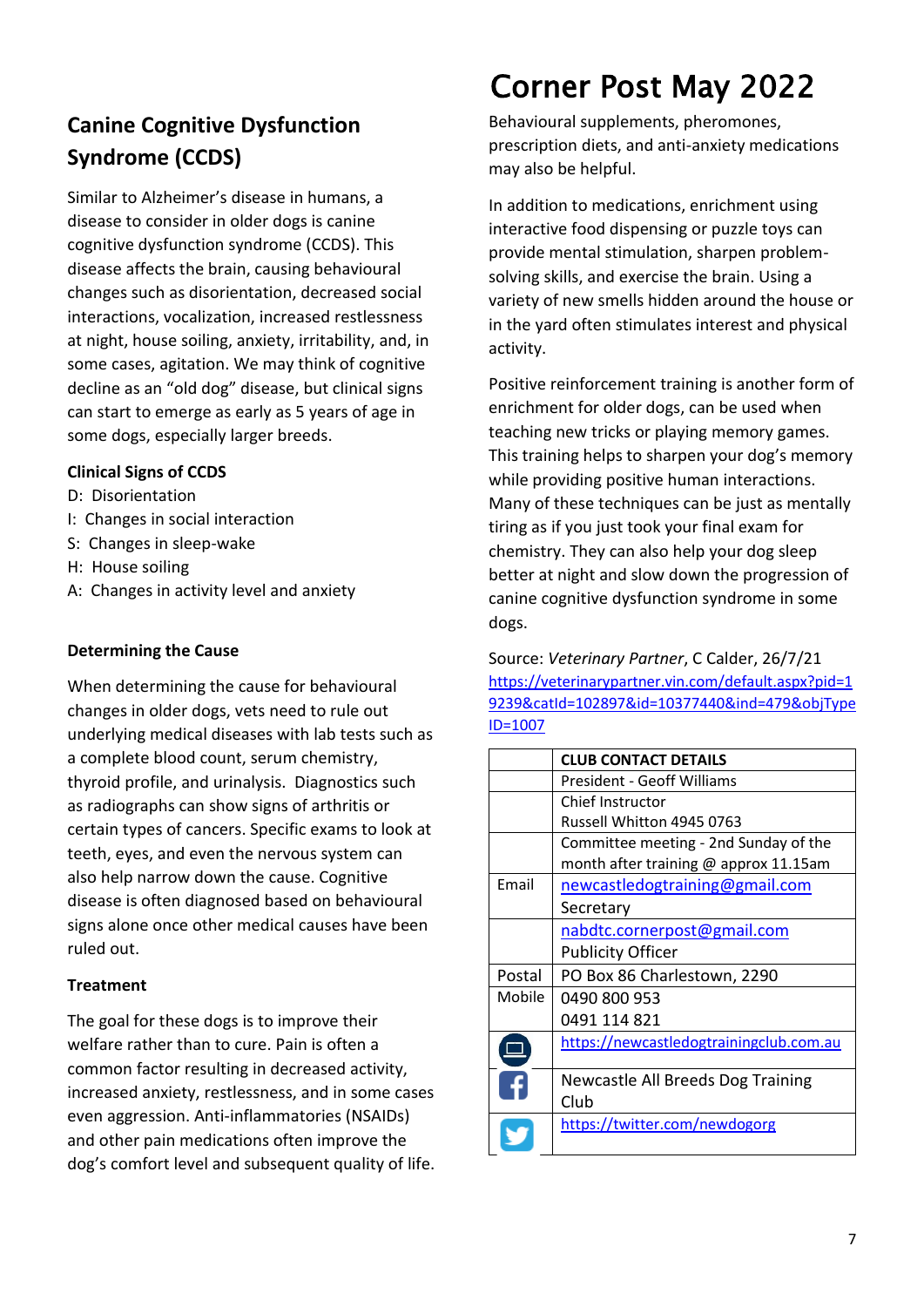## Canine Cognitive Dysfunction Syndrome (CCDS)

Similar to Alzheimer's disease in humans, a disease to consider in older dogs is canine cognitive dysfunction syndrome (CCDS). This disease affects the brain, causing behavioural changes such as disorientation, decreased social interactions, vocalization, increased restlessness at night, house soiling, anxiety, irritability, and, in some cases, agitation. We may think of cognitive decline as an "old dog" disease, but clinical signs can start to emerge as early as 5 years of age in some dogs, especially larger breeds.

**Clinical Signs of CCDS**

D: Disorientation
I: Changes in social interaction
S: Changes in sleep-wake
H: House soiling
A: Changes in activity level and anxiety

**Determining the Cause**

When determining the cause for behavioural changes in older dogs, vets need to rule out underlying medical diseases with lab tests such as a complete blood count, serum chemistry, thyroid profile, and urinalysis. Diagnostics such as radiographs can show signs of arthritis or certain types of cancers. Specific exams to look at teeth, eyes, and even the nervous system can also help narrow down the cause. Cognitive disease is often diagnosed based on behavioural signs alone once other medical causes have been ruled out.

**Treatment**

The goal for these dogs is to improve their welfare rather than to cure. Pain is often a common factor resulting in decreased activity, increased anxiety, restlessness, and in some cases even aggression. Anti-inflammatories (NSAIDs) and other pain medications often improve the dog's comfort level and subsequent quality of life. Behavioural supplements, pheromones, prescription diets, and anti-anxiety medications may also be helpful.

In addition to medications, enrichment using interactive food dispensing or puzzle toys can provide mental stimulation, sharpen problem-solving skills, and exercise the brain. Using a variety of new smells hidden around the house or in the yard often stimulates interest and physical activity.

Positive reinforcement training is another form of enrichment for older dogs, can be used when teaching new tricks or playing memory games. This training helps to sharpen your dog's memory while providing positive human interactions. Many of these techniques can be just as mentally tiring as if you just took your final exam for chemistry. They can also help your dog sleep better at night and slow down the progression of canine cognitive dysfunction syndrome in some dogs.

Source: *Veterinary Partner*, C Calder, 26/7/21
https://veterinarypartner.vin.com/default.aspx?pid=19239&catId=102897&id=10377440&ind=479&objTypeID=1007

| | **CLUB CONTACT DETAILS** |
|---|---|
| | President - Geoff Williams |
| | Chief Instructor<br>Russell Whitton 4945 0763 |
| | Committee meeting - 2nd Sunday of the month after training @ approx 11.15am |
| Email | newcastledogtraining@gmail.com<br>Secretary |
| | nabdtc.cornerpost@gmail.com<br>Publicity Officer |
| Postal | PO Box 86 Charlestown, 2290 |
| Mobile | 0490 800 953<br>0491 114 821 |
| | https://newcastledogtrainingclub.com.au |
| | Newcastle All Breeds Dog Training Club |
| | https://twitter.com/newdogorg |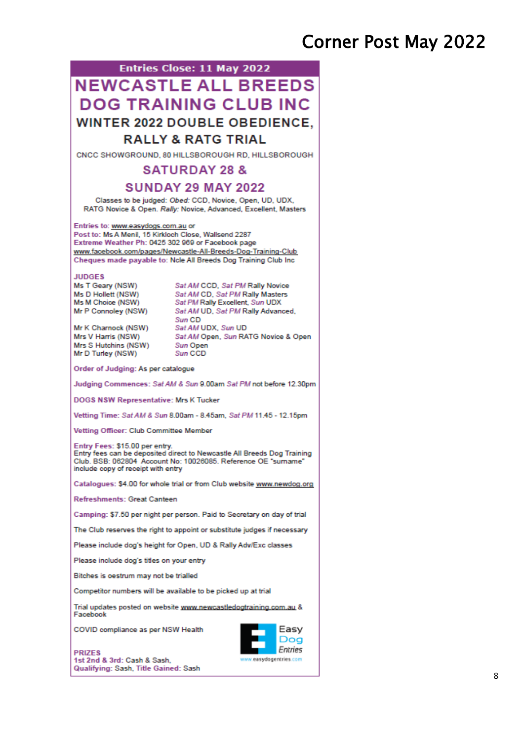**Entries Close: 11 May 2022**

# NEWCASTLE ALL BREEDS DOG TRAINING CLUB INC

## WINTER 2022 DOUBLE OBEDIENCE, RALLY & RATG TRIAL

CNCC SHOWGROUND, 80 HILLSBOROUGH RD, HILLSBOROUGH

## SATURDAY 28 & SUNDAY 29 MAY 2022

Classes to be judged: *Obed:* CCD, Novice, Open, UD, UDX, RATG Novice & Open. *Rally:* Novice, Advanced, Excellent, Masters

**Entries to:** www.easydogs.com.au or
**Post to:** Ms A Menil, 15 Kirkloch Close, Wallsend 2287
**Extreme Weather Ph:** 0425 302 969 or Facebook page
www.facebook.com/pages/Newcastle-All-Breeds-Dog-Training-Club
**Cheques made payable to:** Ncle All Breeds Dog Training Club Inc

**JUDGES**

| | |
|---|---|
| Ms T Geary (NSW) | *Sat AM* CCD, *Sat PM* Rally Novice |
| Ms D Hollett (NSW) | *Sat AM* CD, *Sat PM* Rally Masters |
| Ms M Choice (NSW) | *Sat PM* Rally Excellent, *Sun* UDX |
| Mr P Connoley (NSW) | *Sat AM* UD, *Sat PM* Rally Advanced, *Sun* CD |
| Mr K Charnock (NSW) | *Sat AM* UDX, *Sun* UD |
| Mrs V Harris (NSW) | *Sat AM* Open, *Sun* RATG Novice & Open |
| Mrs S Hutchins (NSW) | *Sun* Open |
| Mr D Turley (NSW) | *Sun* CCD |

**Order of Judging:** As per catalogue

**Judging Commences:** *Sat AM & Sun* 9.00am *Sat PM* not before 12.30pm

**DOGS NSW Representative:** Mrs K Tucker

**Vetting Time:** *Sat AM & Sun* 8.00am - 8.45am, *Sat PM* 11.45 - 12.15pm

**Vetting Officer:** Club Committee Member

**Entry Fees:** $15.00 per entry.
Entry fees can be deposited direct to Newcastle All Breeds Dog Training Club. BSB: 062804 Account No: 10026085. Reference OE "surname" include copy of receipt with entry

**Catalogues:** $4.00 for whole trial or from Club website www.newdog.org

**Refreshments:** Great Canteen

**Camping:** $7.50 per night per person. Paid to Secretary on day of trial

The Club reserves the right to appoint or substitute judges if necessary

Please include dog's height for Open, UD & Rally Adv/Exc classes

Please include dog's titles on your entry

Bitches is oestrum may not be trialled

Competitor numbers will be available to be picked up at trial

Trial updates posted on website www.newcastledogtraining.com.au & Facebook

COVID compliance as per NSW Health

Easy Dog Entries
www.easydogentries.com

**PRIZES**
**1st 2nd & 3rd:** Cash & Sash,
**Qualifying:** Sash, **Title Gained:** Sash